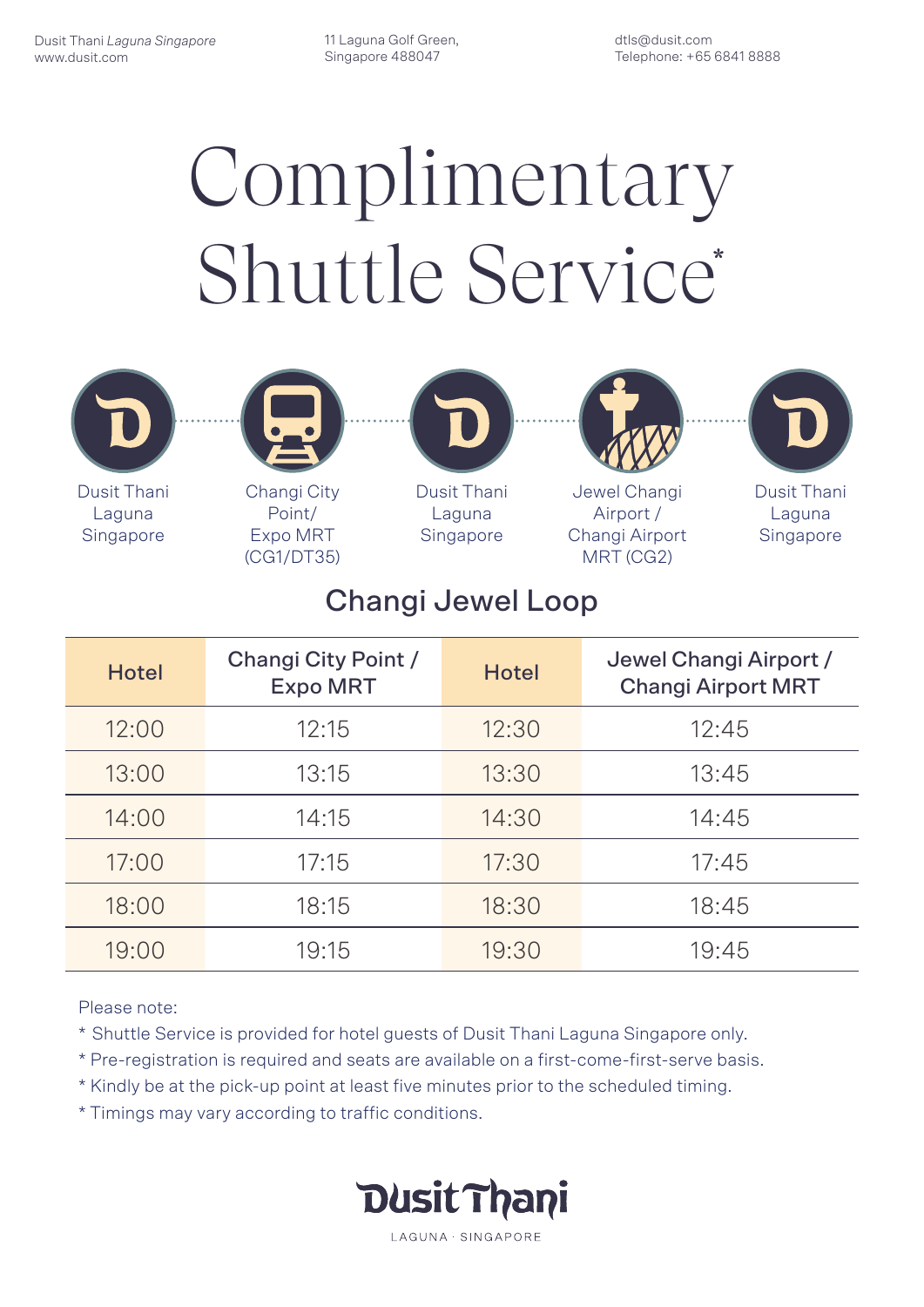Dusit Thani *Laguna Singapore*
www.dusit.com

11 Laguna Golf Green,
Singapore 488047

dtls@dusit.com
Telephone: +65 6841 8888

# Complimentary Shuttle Service*

Dusit Thani Laguna Singapore → Changi City Point/ Expo MRT (CG1/DT35) → Dusit Thani Laguna Singapore → Jewel Changi Airport / Changi Airport MRT (CG2) → Dusit Thani Laguna Singapore

## Changi Jewel Loop

| Hotel | Changi City Point / Expo MRT | Hotel | Jewel Changi Airport / Changi Airport MRT |
|---|---|---|---|
| 12:00 | 12:15 | 12:30 | 12:45 |
| 13:00 | 13:15 | 13:30 | 13:45 |
| 14:00 | 14:15 | 14:30 | 14:45 |
| 17:00 | 17:15 | 17:30 | 17:45 |
| 18:00 | 18:15 | 18:30 | 18:45 |
| 19:00 | 19:15 | 19:30 | 19:45 |

Please note:

* Shuttle Service is provided for hotel guests of Dusit Thani Laguna Singapore only.
* Pre-registration is required and seats are available on a first-come-first-serve basis.
* Kindly be at the pick-up point at least five minutes prior to the scheduled timing.
* Timings may vary according to traffic conditions.

Dusit Thani
LAGUNA · SINGAPORE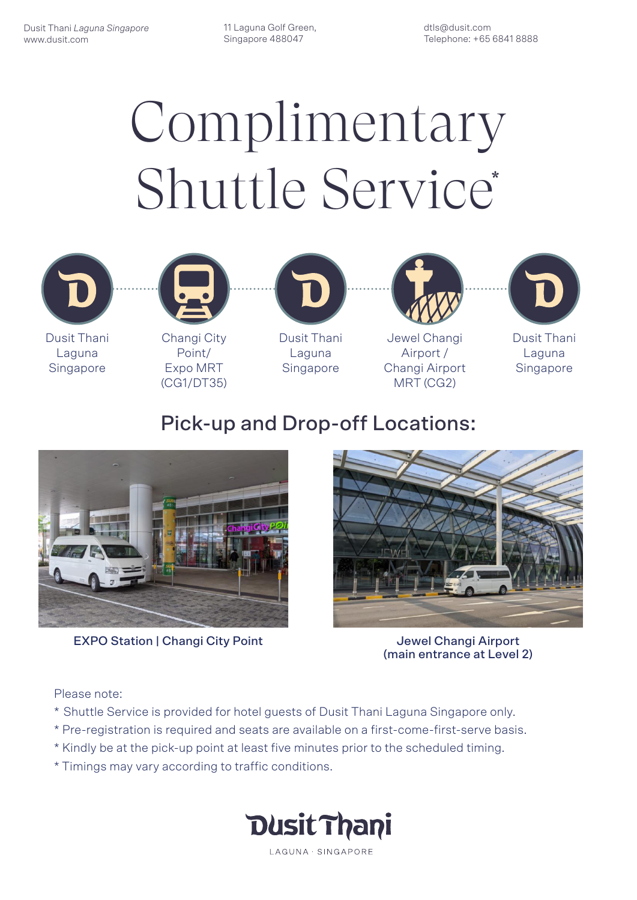Dusit Thani *Laguna Singapore*
www.dusit.com

11 Laguna Golf Green,
Singapore 488047

dtls@dusit.com
Telephone: +65 6841 8888

# Complimentary Shuttle Service*

Dusit Thani Laguna Singapore

Changi City Point/ Expo MRT (CG1/DT35)

Dusit Thani Laguna Singapore

Jewel Changi Airport / Changi Airport MRT (CG2)

Dusit Thani Laguna Singapore

## Pick-up and Drop-off Locations:

**EXPO Station | Changi City Point**

**Jewel Changi Airport (main entrance at Level 2)**

Please note:

* Shuttle Service is provided for hotel guests of Dusit Thani Laguna Singapore only.
* Pre-registration is required and seats are available on a first-come-first-serve basis.
* Kindly be at the pick-up point at least five minutes prior to the scheduled timing.
* Timings may vary according to traffic conditions.

Dusit Thani
LAGUNA · SINGAPORE